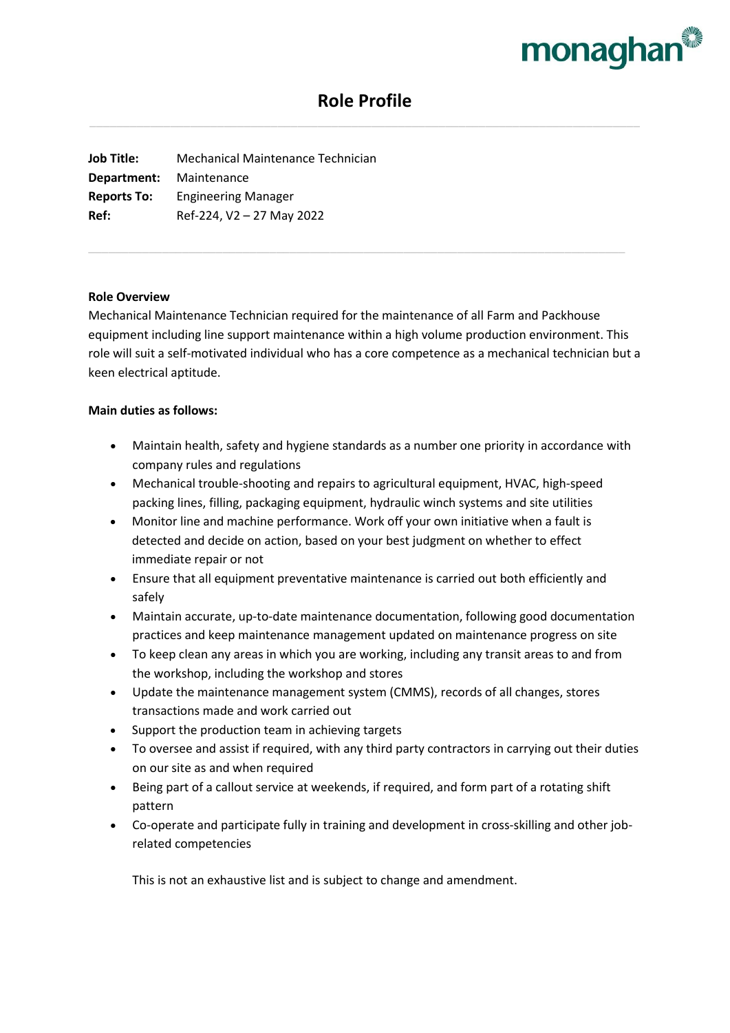monaghan

# Role Profile

**Job Title:** Mechanical Maintenance Technician
**Department:** Maintenance
**Reports To:** Engineering Manager
**Ref:** Ref-224, V2 – 27 May 2022

**Role Overview**

Mechanical Maintenance Technician required for the maintenance of all Farm and Packhouse equipment including line support maintenance within a high volume production environment. This role will suit a self-motivated individual who has a core competence as a mechanical technician but a keen electrical aptitude.

**Main duties as follows:**

- Maintain health, safety and hygiene standards as a number one priority in accordance with company rules and regulations
- Mechanical trouble-shooting and repairs to agricultural equipment, HVAC, high-speed packing lines, filling, packaging equipment, hydraulic winch systems and site utilities
- Monitor line and machine performance. Work off your own initiative when a fault is detected and decide on action, based on your best judgment on whether to effect immediate repair or not
- Ensure that all equipment preventative maintenance is carried out both efficiently and safely
- Maintain accurate, up-to-date maintenance documentation, following good documentation practices and keep maintenance management updated on maintenance progress on site
- To keep clean any areas in which you are working, including any transit areas to and from the workshop, including the workshop and stores
- Update the maintenance management system (CMMS), records of all changes, stores transactions made and work carried out
- Support the production team in achieving targets
- To oversee and assist if required, with any third party contractors in carrying out their duties on our site as and when required
- Being part of a callout service at weekends, if required, and form part of a rotating shift pattern
- Co-operate and participate fully in training and development in cross-skilling and other job-related competencies

This is not an exhaustive list and is subject to change and amendment.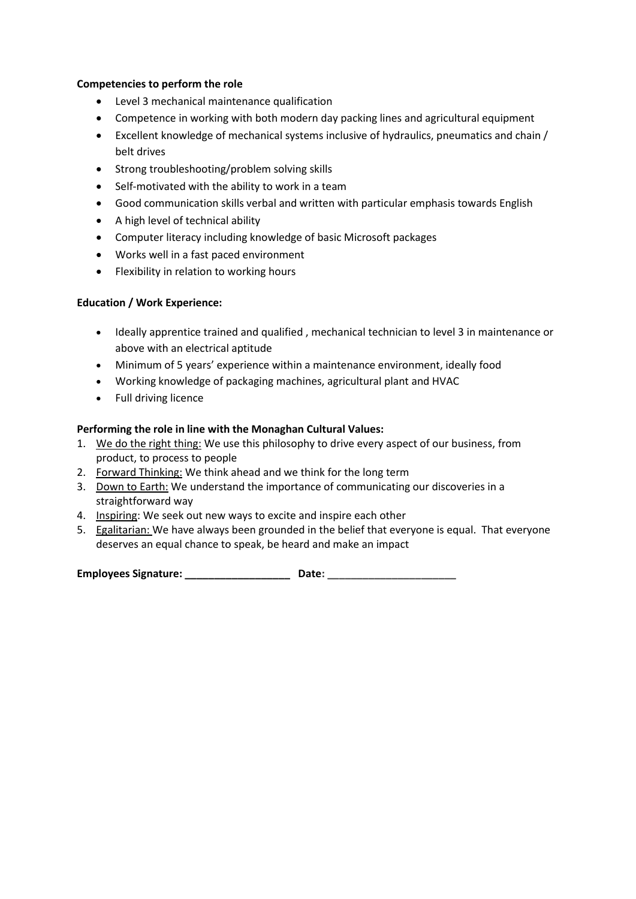**Competencies to perform the role**

- Level 3 mechanical maintenance qualification
- Competence in working with both modern day packing lines and agricultural equipment
- Excellent knowledge of mechanical systems inclusive of hydraulics, pneumatics and chain / belt drives
- Strong troubleshooting/problem solving skills
- Self-motivated with the ability to work in a team
- Good communication skills verbal and written with particular emphasis towards English
- A high level of technical ability
- Computer literacy including knowledge of basic Microsoft packages
- Works well in a fast paced environment
- Flexibility in relation to working hours

**Education / Work Experience:**

- Ideally apprentice trained and qualified , mechanical technician to level 3 in maintenance or above with an electrical aptitude
- Minimum of 5 years' experience within a maintenance environment, ideally food
- Working knowledge of packaging machines, agricultural plant and HVAC
- Full driving licence

**Performing the role in line with the Monaghan Cultural Values:**

1. <u>We do the right thing:</u> We use this philosophy to drive every aspect of our business, from product, to process to people
2. <u>Forward Thinking:</u> We think ahead and we think for the long term
3. <u>Down to Earth:</u> We understand the importance of communicating our discoveries in a straightforward way
4. <u>Inspiring</u>: We seek out new ways to excite and inspire each other
5. <u>Egalitarian:</u> We have always been grounded in the belief that everyone is equal. That everyone deserves an equal chance to speak, be heard and make an impact

**Employees Signature: __________________** **Date**: ______________________